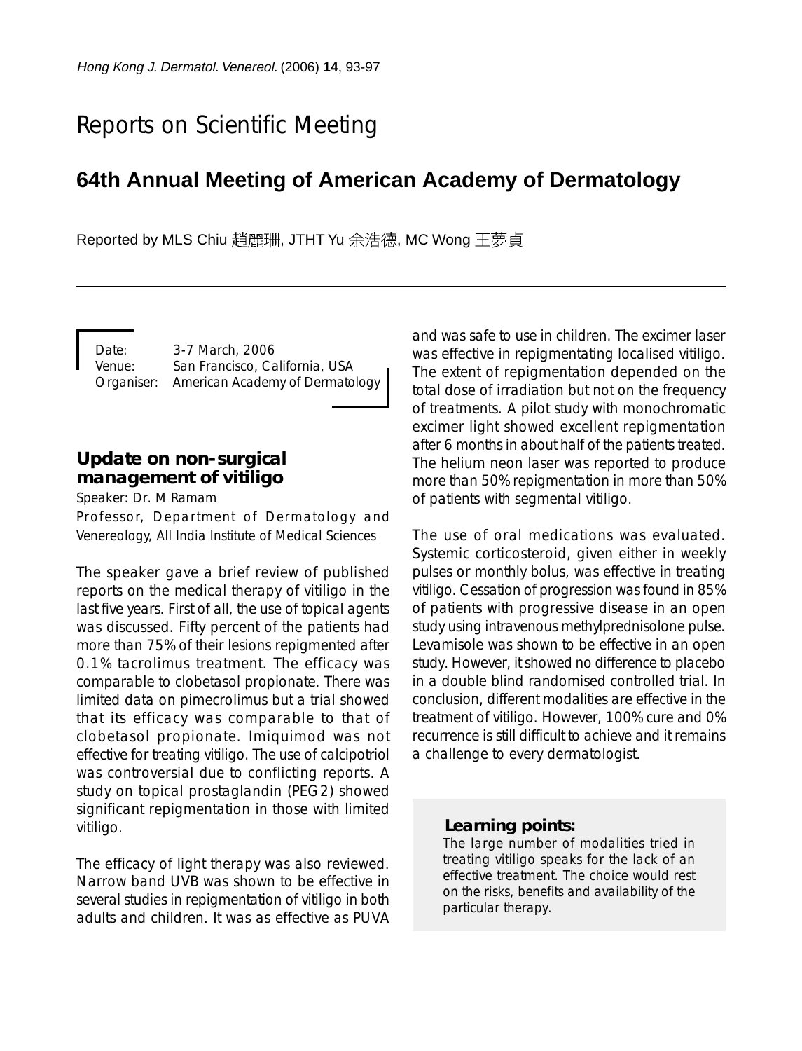Reports on Scientific Meeting

# 64th Annual Meeting of American Academy of Dermatology

Reported by MLS Chiu 趙麗珊, JTHT Yu 余浩德, MC Wong 王夢貞

Date: 3-7 March, 2006
Venue: San Francisco, California, USA
Organiser: American Academy of Dermatology

## Update on non-surgical management of vitiligo

Speaker: Dr. M Ramam
Professor, Department of Dermatology and Venereology, All India Institute of Medical Sciences

The speaker gave a brief review of published reports on the medical therapy of vitiligo in the last five years. First of all, the use of topical agents was discussed. Fifty percent of the patients had more than 75% of their lesions repigmented after 0.1% tacrolimus treatment. The efficacy was comparable to clobetasol propionate. There was limited data on pimecrolimus but a trial showed that its efficacy was comparable to that of clobetasol propionate. Imiquimod was not effective for treating vitiligo. The use of calcipotriol was controversial due to conflicting reports. A study on topical prostaglandin (PEG2) showed significant repigmentation in those with limited vitiligo.

The efficacy of light therapy was also reviewed. Narrow band UVB was shown to be effective in several studies in repigmentation of vitiligo in both adults and children. It was as effective as PUVA and was safe to use in children. The excimer laser was effective in repigmentating localised vitiligo. The extent of repigmentation depended on the total dose of irradiation but not on the frequency of treatments. A pilot study with monochromatic excimer light showed excellent repigmentation after 6 months in about half of the patients treated. The helium neon laser was reported to produce more than 50% repigmentation in more than 50% of patients with segmental vitiligo.

The use of oral medications was evaluated. Systemic corticosteroid, given either in weekly pulses or monthly bolus, was effective in treating vitiligo. Cessation of progression was found in 85% of patients with progressive disease in an open study using intravenous methylprednisolone pulse. Levamisole was shown to be effective in an open study. However, it showed no difference to placebo in a double blind randomised controlled trial. In conclusion, different modalities are effective in the treatment of vitiligo. However, 100% cure and 0% recurrence is still difficult to achieve and it remains a challenge to every dermatologist.

**Learning points:**
The large number of modalities tried in treating vitiligo speaks for the lack of an effective treatment. The choice would rest on the risks, benefits and availability of the particular therapy.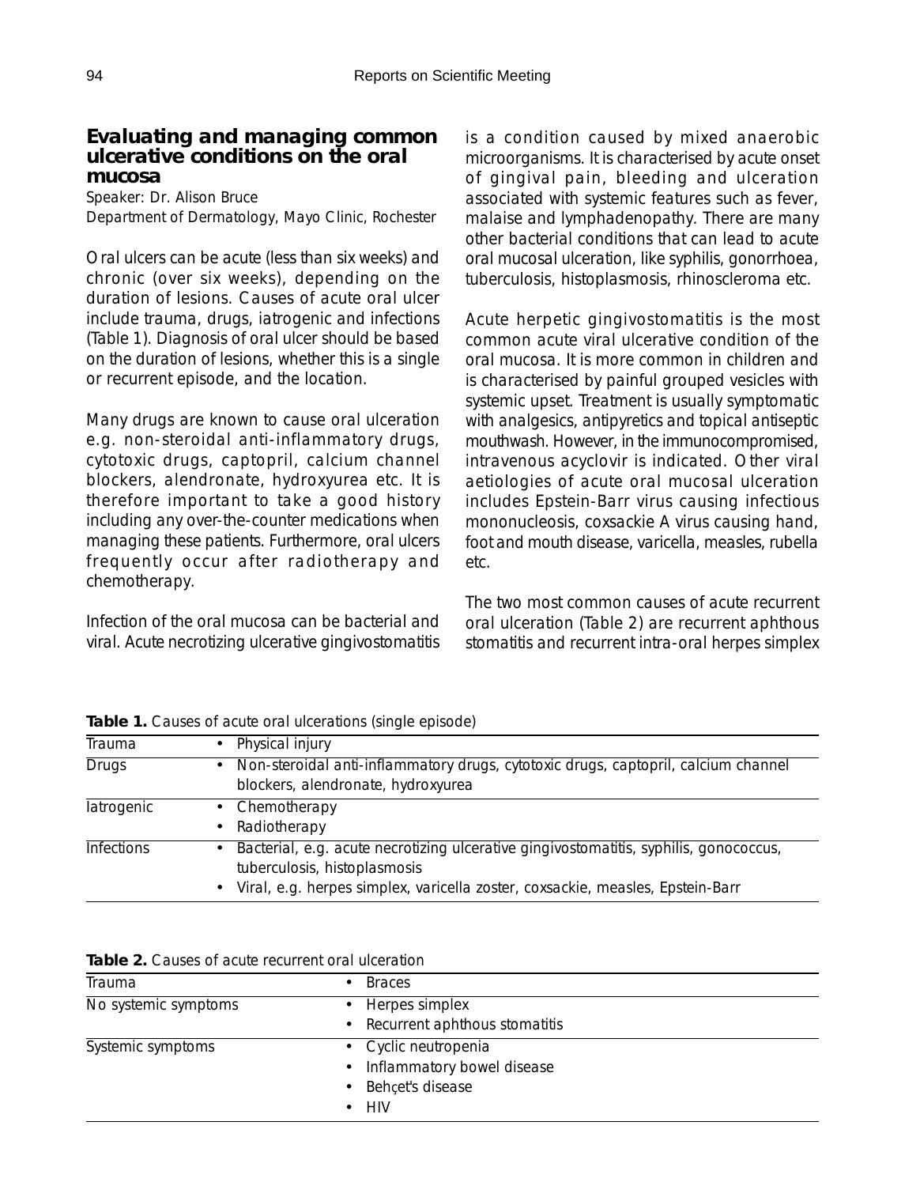## Evaluating and managing common ulcerative conditions on the oral mucosa

Speaker: Dr. Alison Bruce
Department of Dermatology, Mayo Clinic, Rochester

Oral ulcers can be acute (less than six weeks) and chronic (over six weeks), depending on the duration of lesions. Causes of acute oral ulcer include trauma, drugs, iatrogenic and infections (Table 1). Diagnosis of oral ulcer should be based on the duration of lesions, whether this is a single or recurrent episode, and the location.

Many drugs are known to cause oral ulceration e.g. non-steroidal anti-inflammatory drugs, cytotoxic drugs, captopril, calcium channel blockers, alendronate, hydroxyurea etc. It is therefore important to take a good history including any over-the-counter medications when managing these patients. Furthermore, oral ulcers frequently occur after radiotherapy and chemotherapy.

Infection of the oral mucosa can be bacterial and viral. Acute necrotizing ulcerative gingivostomatitis is a condition caused by mixed anaerobic microorganisms. It is characterised by acute onset of gingival pain, bleeding and ulceration associated with systemic features such as fever, malaise and lymphadenopathy. There are many other bacterial conditions that can lead to acute oral mucosal ulceration, like syphilis, gonorrhoea, tuberculosis, histoplasmosis, rhinoscleroma etc.

Acute herpetic gingivostomatitis is the most common acute viral ulcerative condition of the oral mucosa. It is more common in children and is characterised by painful grouped vesicles with systemic upset. Treatment is usually symptomatic with analgesics, antipyretics and topical antiseptic mouthwash. However, in the immunocompromised, intravenous acyclovir is indicated. Other viral aetiologies of acute oral mucosal ulceration includes Epstein-Barr virus causing infectious mononucleosis, coxsackie A virus causing hand, foot and mouth disease, varicella, measles, rubella etc.

The two most common causes of acute recurrent oral ulceration (Table 2) are recurrent aphthous stomatitis and recurrent intra-oral herpes simplex

**Table 1.** Causes of acute oral ulcerations (single episode)

| | |
|---|---|
| Trauma | • Physical injury |
| Drugs | • Non-steroidal anti-inflammatory drugs, cytotoxic drugs, captopril, calcium channel blockers, alendronate, hydroxyurea |
| Iatrogenic | • Chemotherapy<br>• Radiotherapy |
| Infections | • Bacterial, e.g. acute necrotizing ulcerative gingivostomatitis, syphilis, gonococcus, tuberculosis, histoplasmosis<br>• Viral, e.g. herpes simplex, varicella zoster, coxsackie, measles, Epstein-Barr |

**Table 2.** Causes of acute recurrent oral ulceration

| | |
|---|---|
| Trauma | • Braces |
| No systemic symptoms | • Herpes simplex<br>• Recurrent aphthous stomatitis |
| Systemic symptoms | • Cyclic neutropenia<br>• Inflammatory bowel disease<br>• Behçet's disease<br>• HIV |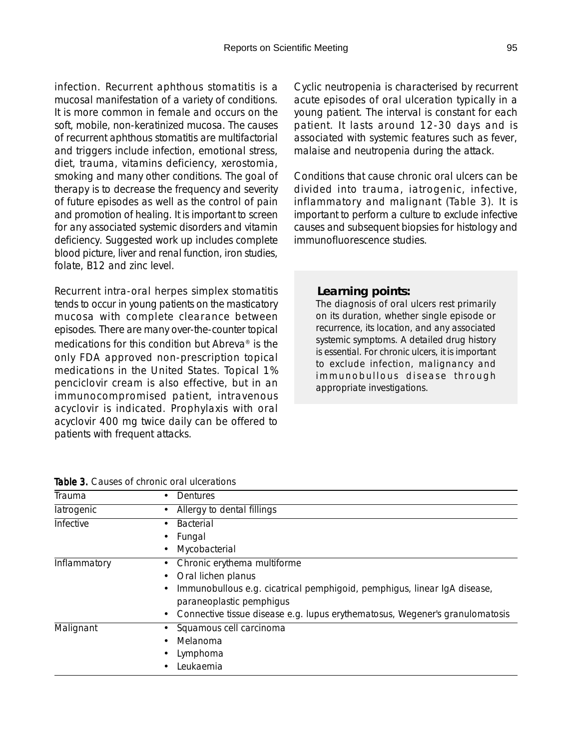infection. Recurrent aphthous stomatitis is a mucosal manifestation of a variety of conditions. It is more common in female and occurs on the soft, mobile, non-keratinized mucosa. The causes of recurrent aphthous stomatitis are multifactorial and triggers include infection, emotional stress, diet, trauma, vitamins deficiency, xerostomia, smoking and many other conditions. The goal of therapy is to decrease the frequency and severity of future episodes as well as the control of pain and promotion of healing. It is important to screen for any associated systemic disorders and vitamin deficiency. Suggested work up includes complete blood picture, liver and renal function, iron studies, folate, B12 and zinc level.

Recurrent intra-oral herpes simplex stomatitis tends to occur in young patients on the masticatory mucosa with complete clearance between episodes. There are many over-the-counter topical medications for this condition but Abreva® is the only FDA approved non-prescription topical medications in the United States. Topical 1% penciclovir cream is also effective, but in an immunocompromised patient, intravenous acyclovir is indicated. Prophylaxis with oral acyclovir 400 mg twice daily can be offered to patients with frequent attacks.

Cyclic neutropenia is characterised by recurrent acute episodes of oral ulceration typically in a young patient. The interval is constant for each patient. It lasts around 12-30 days and is associated with systemic features such as fever, malaise and neutropenia during the attack.

Conditions that cause chronic oral ulcers can be divided into trauma, iatrogenic, infective, inflammatory and malignant (Table 3). It is important to perform a culture to exclude infective causes and subsequent biopsies for histology and immunofluorescence studies.

**Learning points:**

The diagnosis of oral ulcers rest primarily on its duration, whether single episode or recurrence, its location, and any associated systemic symptoms. A detailed drug history is essential. For chronic ulcers, it is important to exclude infection, malignancy and immunobullous disease through appropriate investigations.

**Table 3.** Causes of chronic oral ulcerations

| | |
|---|---|
| Trauma | • Dentures |
| Iatrogenic | • Allergy to dental fillings |
| Infective | • Bacterial<br>• Fungal<br>• Mycobacterial |
| Inflammatory | • Chronic erythema multiforme<br>• Oral lichen planus<br>• Immunobullous e.g. cicatrical pemphigoid, pemphigus, linear IgA disease, paraneoplastic pemphigus<br>• Connective tissue disease e.g. lupus erythematosus, Wegener's granulomatosis |
| Malignant | • Squamous cell carcinoma<br>• Melanoma<br>• Lymphoma<br>• Leukaemia |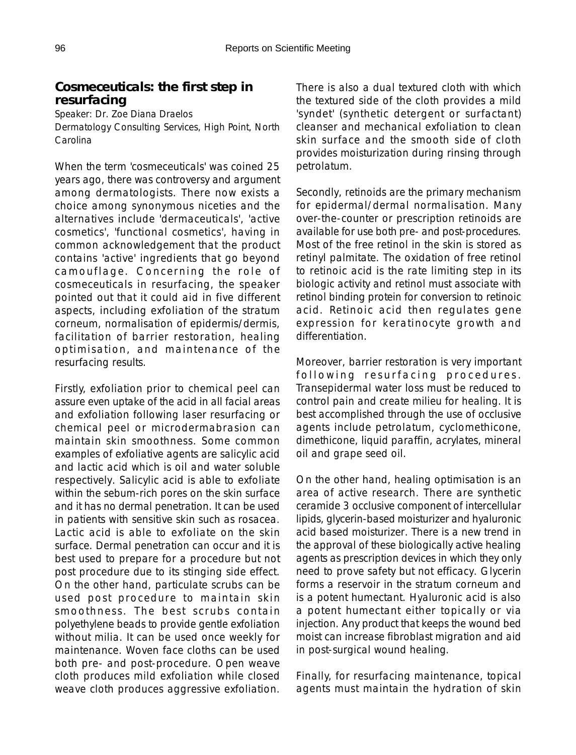## Cosmeceuticals: the first step in resurfacing

Speaker: Dr. Zoe Diana Draelos

Dermatology Consulting Services, High Point, North Carolina

When the term 'cosmeceuticals' was coined 25 years ago, there was controversy and argument among dermatologists. There now exists a choice among synonymous niceties and the alternatives include 'dermaceuticals', 'active cosmetics', 'functional cosmetics', having in common acknowledgement that the product contains 'active' ingredients that go beyond camouflage. Concerning the role of cosmeceuticals in resurfacing, the speaker pointed out that it could aid in five different aspects, including exfoliation of the stratum corneum, normalisation of epidermis/dermis, facilitation of barrier restoration, healing optimisation, and maintenance of the resurfacing results.

Firstly, exfoliation prior to chemical peel can assure even uptake of the acid in all facial areas and exfoliation following laser resurfacing or chemical peel or microdermabrasion can maintain skin smoothness. Some common examples of exfoliative agents are salicylic acid and lactic acid which is oil and water soluble respectively. Salicylic acid is able to exfoliate within the sebum-rich pores on the skin surface and it has no dermal penetration. It can be used in patients with sensitive skin such as rosacea. Lactic acid is able to exfoliate on the skin surface. Dermal penetration can occur and it is best used to prepare for a procedure but not post procedure due to its stinging side effect. On the other hand, particulate scrubs can be used post procedure to maintain skin smoothness. The best scrubs contain polyethylene beads to provide gentle exfoliation without milia. It can be used once weekly for maintenance. Woven face cloths can be used both pre- and post-procedure. Open weave cloth produces mild exfoliation while closed weave cloth produces aggressive exfoliation. There is also a dual textured cloth with which the textured side of the cloth provides a mild 'syndet' (synthetic detergent or surfactant) cleanser and mechanical exfoliation to clean skin surface and the smooth side of cloth provides moisturization during rinsing through petrolatum.

Secondly, retinoids are the primary mechanism for epidermal/dermal normalisation. Many over-the-counter or prescription retinoids are available for use both pre- and post-procedures. Most of the free retinol in the skin is stored as retinyl palmitate. The oxidation of free retinol to retinoic acid is the rate limiting step in its biologic activity and retinol must associate with retinol binding protein for conversion to retinoic acid. Retinoic acid then regulates gene expression for keratinocyte growth and differentiation.

Moreover, barrier restoration is very important following resurfacing procedures. Transepidermal water loss must be reduced to control pain and create milieu for healing. It is best accomplished through the use of occlusive agents include petrolatum, cyclomethicone, dimethicone, liquid paraffin, acrylates, mineral oil and grape seed oil.

On the other hand, healing optimisation is an area of active research. There are synthetic ceramide 3 occlusive component of intercellular lipids, glycerin-based moisturizer and hyaluronic acid based moisturizer. There is a new trend in the approval of these biologically active healing agents as prescription devices in which they only need to prove safety but not efficacy. Glycerin forms a reservoir in the stratum corneum and is a potent humectant. Hyaluronic acid is also a potent humectant either topically or via injection. Any product that keeps the wound bed moist can increase fibroblast migration and aid in post-surgical wound healing.

Finally, for resurfacing maintenance, topical agents must maintain the hydration of skin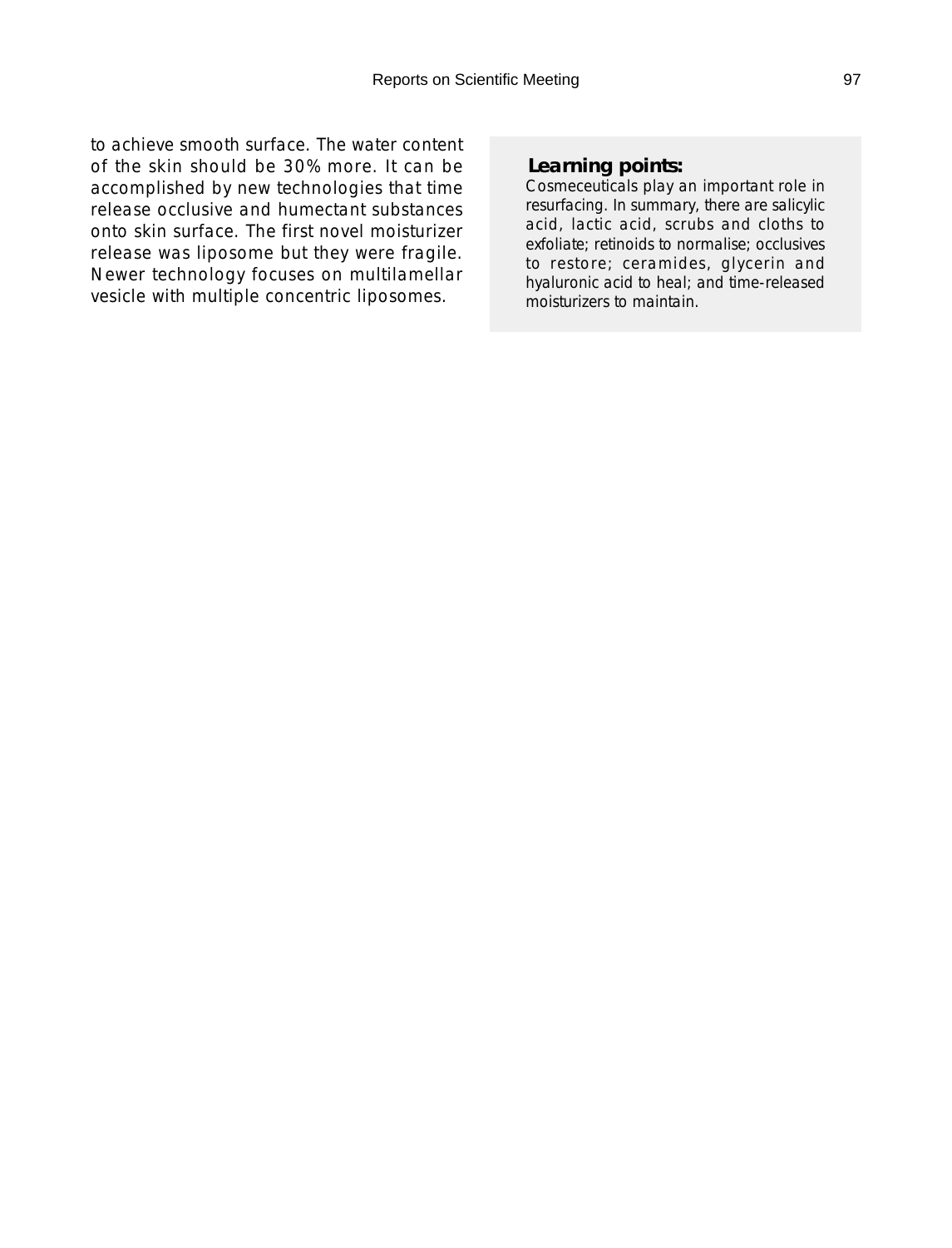to achieve smooth surface. The water content of the skin should be 30% more. It can be accomplished by new technologies that time release occlusive and humectant substances onto skin surface. The first novel moisturizer release was liposome but they were fragile. Newer technology focuses on multilamellar vesicle with multiple concentric liposomes.

**Learning points:**

Cosmeceuticals play an important role in resurfacing. In summary, there are salicylic acid, lactic acid, scrubs and cloths to exfoliate; retinoids to normalise; occlusives to restore; ceramides, glycerin and hyaluronic acid to heal; and time-released moisturizers to maintain.